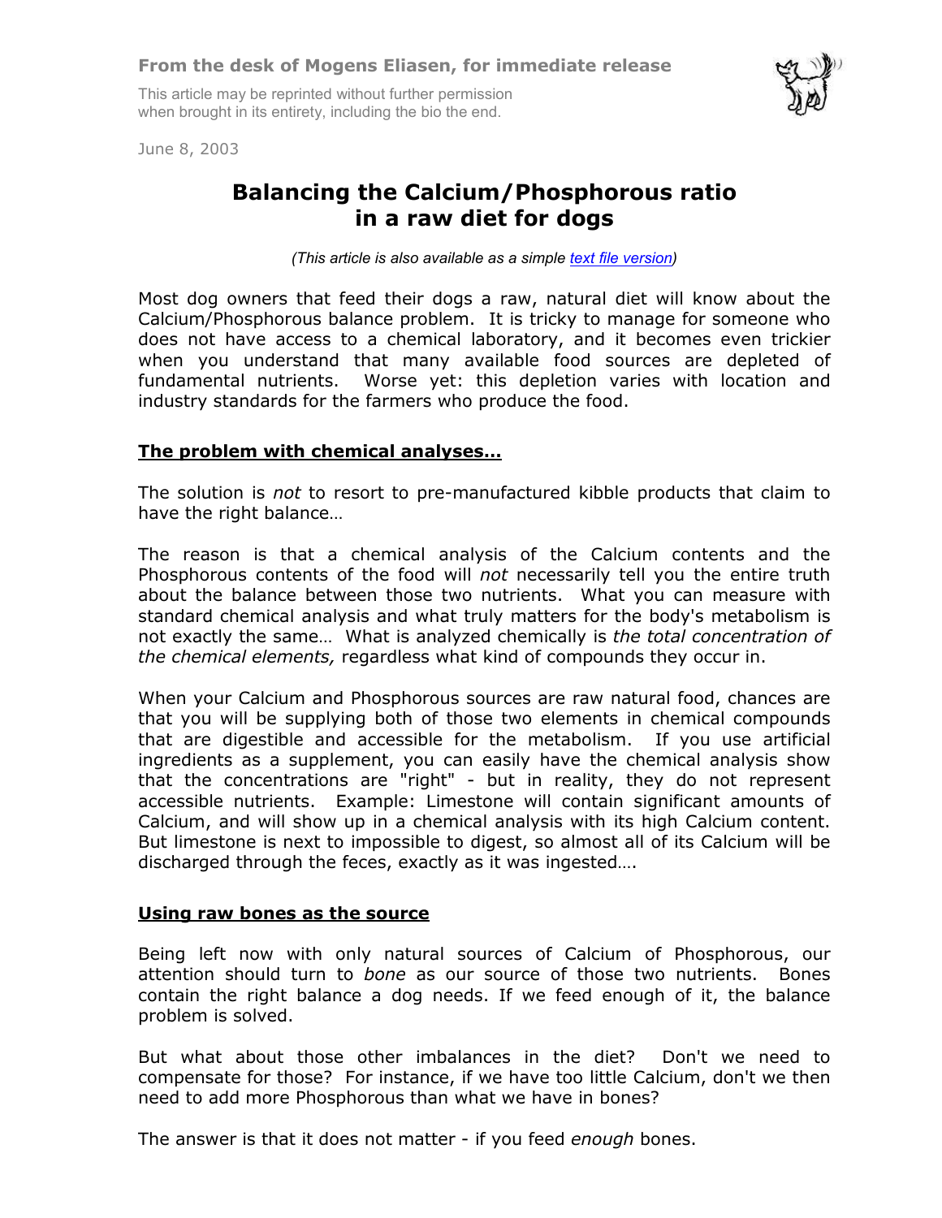**From the desk of Mogens Eliasen, for immediate release**

This article may be reprinted without further permission when brought in its entirety, including the bio the end.

June 8, 2003

# Balancing the Calcium/Phosphorous ratio in a raw diet for dogs

*(This article is also available as a simple [text file version](text file version))*

Most dog owners that feed their dogs a raw, natural diet will know about the Calcium/Phosphorous balance problem. It is tricky to manage for someone who does not have access to a chemical laboratory, and it becomes even trickier when you understand that many available food sources are depleted of fundamental nutrients. Worse yet: this depletion varies with location and industry standards for the farmers who produce the food.

## The problem with chemical analyses…

The solution is *not* to resort to pre-manufactured kibble products that claim to have the right balance…

The reason is that a chemical analysis of the Calcium contents and the Phosphorous contents of the food will *not* necessarily tell you the entire truth about the balance between those two nutrients. What you can measure with standard chemical analysis and what truly matters for the body's metabolism is not exactly the same… What is analyzed chemically is *the total concentration of the chemical elements,* regardless what kind of compounds they occur in.

When your Calcium and Phosphorous sources are raw natural food, chances are that you will be supplying both of those two elements in chemical compounds that are digestible and accessible for the metabolism. If you use artificial ingredients as a supplement, you can easily have the chemical analysis show that the concentrations are "right" - but in reality, they do not represent accessible nutrients. Example: Limestone will contain significant amounts of Calcium, and will show up in a chemical analysis with its high Calcium content. But limestone is next to impossible to digest, so almost all of its Calcium will be discharged through the feces, exactly as it was ingested….

## Using raw bones as the source

Being left now with only natural sources of Calcium of Phosphorous, our attention should turn to *bone* as our source of those two nutrients. Bones contain the right balance a dog needs. If we feed enough of it, the balance problem is solved.

But what about those other imbalances in the diet? Don't we need to compensate for those? For instance, if we have too little Calcium, don't we then need to add more Phosphorous than what we have in bones?

The answer is that it does not matter - if you feed *enough* bones.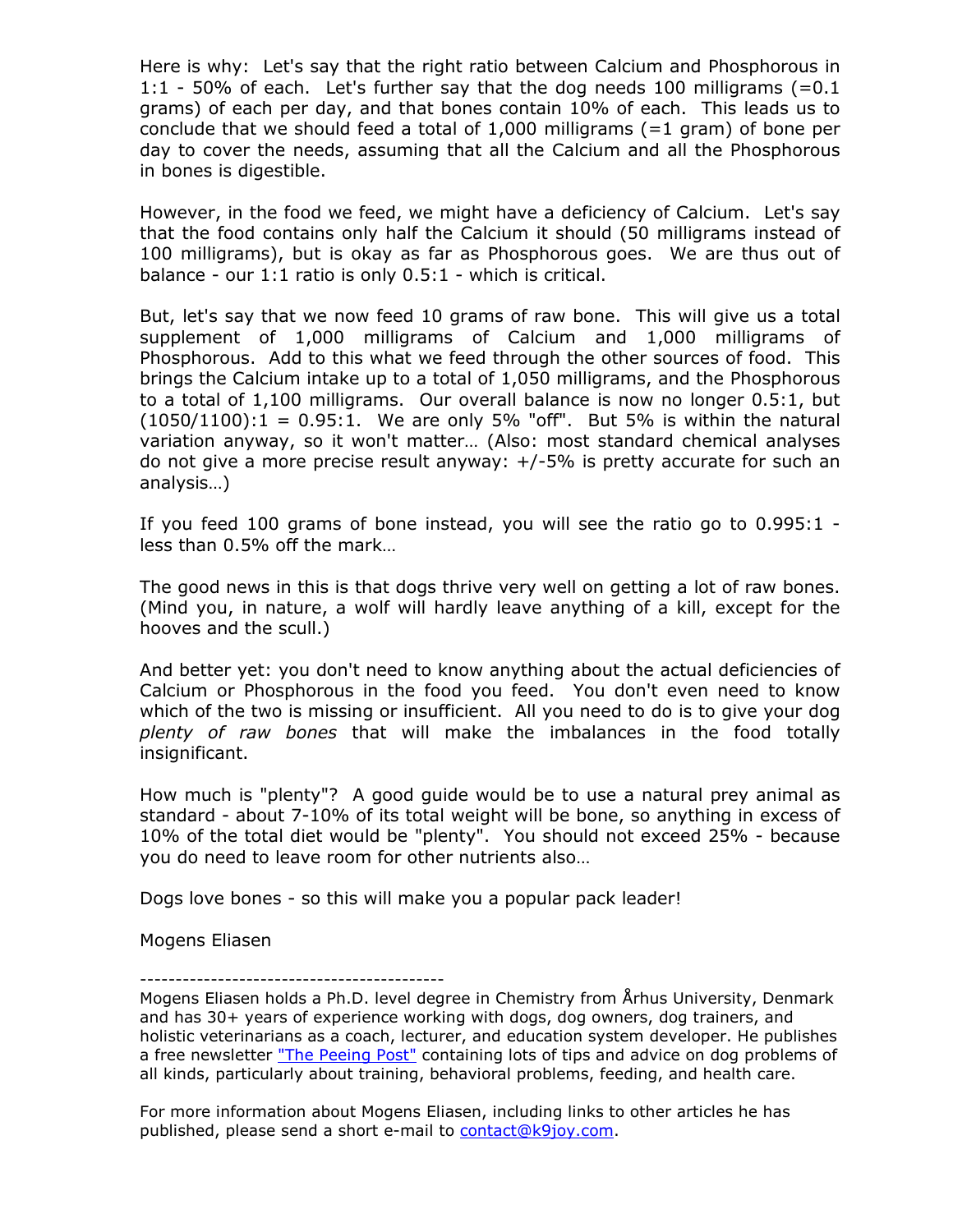Here is why: Let's say that the right ratio between Calcium and Phosphorous in 1:1 - 50% of each. Let's further say that the dog needs 100 milligrams (=0.1 grams) of each per day, and that bones contain 10% of each. This leads us to conclude that we should feed a total of 1,000 milligrams (=1 gram) of bone per day to cover the needs, assuming that all the Calcium and all the Phosphorous in bones is digestible.

However, in the food we feed, we might have a deficiency of Calcium. Let's say that the food contains only half the Calcium it should (50 milligrams instead of 100 milligrams), but is okay as far as Phosphorous goes. We are thus out of balance - our 1:1 ratio is only 0.5:1 - which is critical.

But, let's say that we now feed 10 grams of raw bone. This will give us a total supplement of 1,000 milligrams of Calcium and 1,000 milligrams of Phosphorous. Add to this what we feed through the other sources of food. This brings the Calcium intake up to a total of 1,050 milligrams, and the Phosphorous to a total of 1,100 milligrams. Our overall balance is now no longer 0.5:1, but (1050/1100):1 = 0.95:1. We are only 5% "off". But 5% is within the natural variation anyway, so it won't matter… (Also: most standard chemical analyses do not give a more precise result anyway: +/-5% is pretty accurate for such an analysis…)

If you feed 100 grams of bone instead, you will see the ratio go to 0.995:1 - less than 0.5% off the mark…

The good news in this is that dogs thrive very well on getting a lot of raw bones. (Mind you, in nature, a wolf will hardly leave anything of a kill, except for the hooves and the scull.)

And better yet: you don't need to know anything about the actual deficiencies of Calcium or Phosphorous in the food you feed. You don't even need to know which of the two is missing or insufficient. All you need to do is to give your dog *plenty of raw bones* that will make the imbalances in the food totally insignificant.

How much is "plenty"? A good guide would be to use a natural prey animal as standard - about 7-10% of its total weight will be bone, so anything in excess of 10% of the total diet would be "plenty". You should not exceed 25% - because you do need to leave room for other nutrients also…

Dogs love bones - so this will make you a popular pack leader!

Mogens Eliasen

------------------------------------------

Mogens Eliasen holds a Ph.D. level degree in Chemistry from Århus University, Denmark and has 30+ years of experience working with dogs, dog owners, dog trainers, and holistic veterinarians as a coach, lecturer, and education system developer. He publishes a free newsletter "The Peeing Post" containing lots of tips and advice on dog problems of all kinds, particularly about training, behavioral problems, feeding, and health care.

For more information about Mogens Eliasen, including links to other articles he has published, please send a short e-mail to contact@k9joy.com.